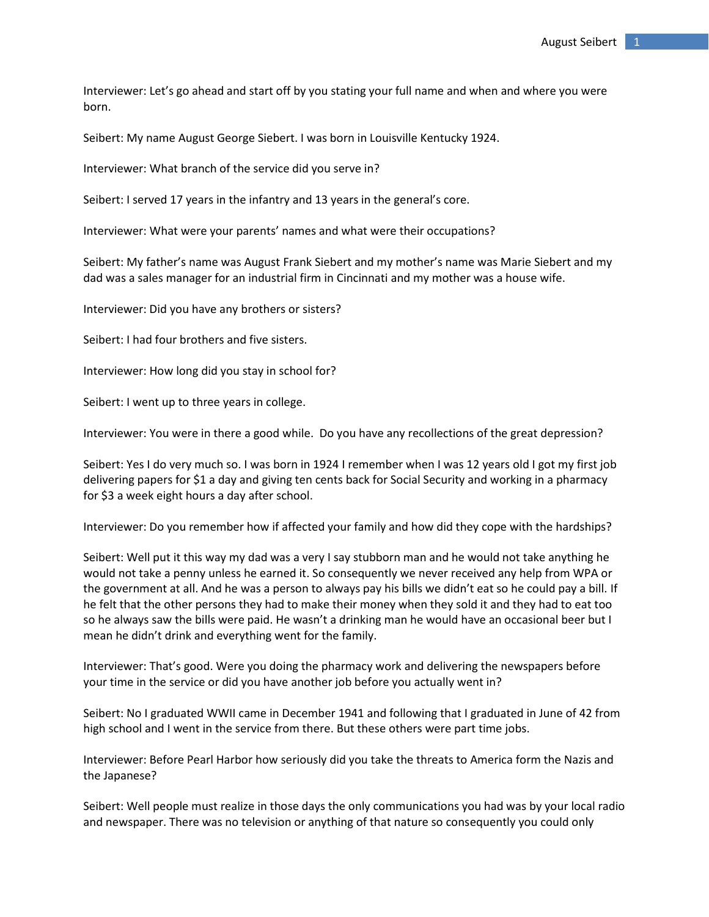Interviewer: Let's go ahead and start off by you stating your full name and when and where you were born.

Seibert: My name August George Siebert. I was born in Louisville Kentucky 1924.

Interviewer: What branch of the service did you serve in?

Seibert: I served 17 years in the infantry and 13 years in the general's core.

Interviewer: What were your parents' names and what were their occupations?

Seibert: My father's name was August Frank Siebert and my mother's name was Marie Siebert and my dad was a sales manager for an industrial firm in Cincinnati and my mother was a house wife.

Interviewer: Did you have any brothers or sisters?

Seibert: I had four brothers and five sisters.

Interviewer: How long did you stay in school for?

Seibert: I went up to three years in college.

Interviewer: You were in there a good while. Do you have any recollections of the great depression?

Seibert: Yes I do very much so. I was born in 1924 I remember when I was 12 years old I got my first job delivering papers for $1 a day and giving ten cents back for Social Security and working in a pharmacy for $3 a week eight hours a day after school.

Interviewer: Do you remember how if affected your family and how did they cope with the hardships?

Seibert: Well put it this way my dad was a very I say stubborn man and he would not take anything he would not take a penny unless he earned it. So consequently we never received any help from WPA or the government at all. And he was a person to always pay his bills we didn't eat so he could pay a bill. If he felt that the other persons they had to make their money when they sold it and they had to eat too so he always saw the bills were paid. He wasn't a drinking man he would have an occasional beer but I mean he didn't drink and everything went for the family.

Interviewer: That's good. Were you doing the pharmacy work and delivering the newspapers before your time in the service or did you have another job before you actually went in?

Seibert: No I graduated WWII came in December 1941 and following that I graduated in June of 42 from high school and I went in the service from there. But these others were part time jobs.

Interviewer: Before Pearl Harbor how seriously did you take the threats to America form the Nazis and the Japanese?

Seibert: Well people must realize in those days the only communications you had was by your local radio and newspaper. There was no television or anything of that nature so consequently you could only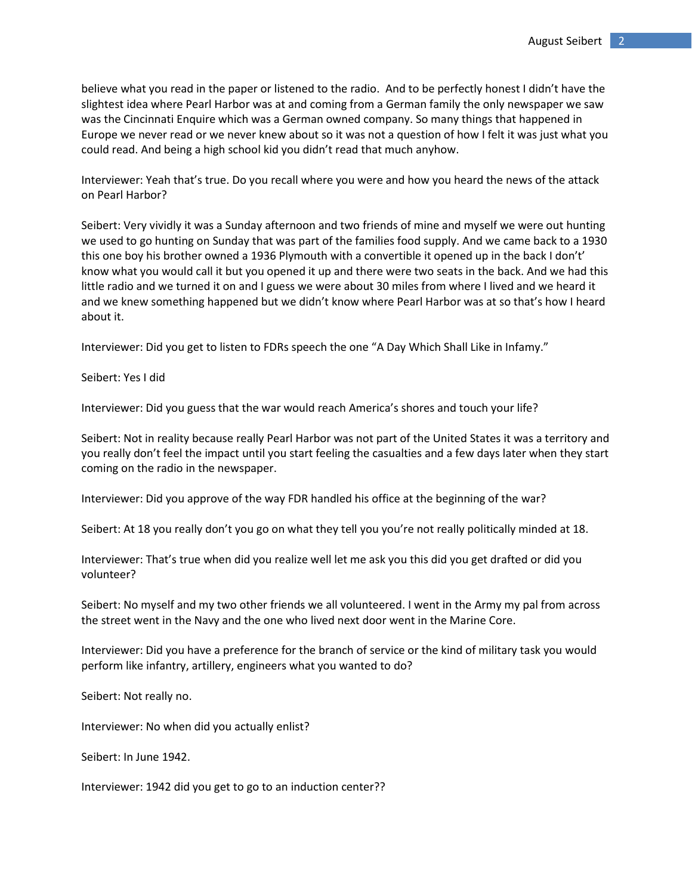believe what you read in the paper or listened to the radio. And to be perfectly honest I didn't have the slightest idea where Pearl Harbor was at and coming from a German family the only newspaper we saw was the Cincinnati Enquire which was a German owned company. So many things that happened in Europe we never read or we never knew about so it was not a question of how I felt it was just what you could read. And being a high school kid you didn't read that much anyhow.

Interviewer: Yeah that's true. Do you recall where you were and how you heard the news of the attack on Pearl Harbor?

Seibert: Very vividly it was a Sunday afternoon and two friends of mine and myself we were out hunting we used to go hunting on Sunday that was part of the families food supply. And we came back to a 1930 this one boy his brother owned a 1936 Plymouth with a convertible it opened up in the back I don't' know what you would call it but you opened it up and there were two seats in the back. And we had this little radio and we turned it on and I guess we were about 30 miles from where I lived and we heard it and we knew something happened but we didn't know where Pearl Harbor was at so that's how I heard about it.

Interviewer: Did you get to listen to FDRs speech the one "A Day Which Shall Like in Infamy."

Seibert: Yes I did

Interviewer: Did you guess that the war would reach America's shores and touch your life?

Seibert: Not in reality because really Pearl Harbor was not part of the United States it was a territory and you really don't feel the impact until you start feeling the casualties and a few days later when they start coming on the radio in the newspaper.

Interviewer: Did you approve of the way FDR handled his office at the beginning of the war?

Seibert: At 18 you really don't you go on what they tell you you're not really politically minded at 18.

Interviewer: That's true when did you realize well let me ask you this did you get drafted or did you volunteer?

Seibert: No myself and my two other friends we all volunteered. I went in the Army my pal from across the street went in the Navy and the one who lived next door went in the Marine Core.

Interviewer: Did you have a preference for the branch of service or the kind of military task you would perform like infantry, artillery, engineers what you wanted to do?

Seibert: Not really no.

Interviewer: No when did you actually enlist?

Seibert: In June 1942.

Interviewer: 1942 did you get to go to an induction center??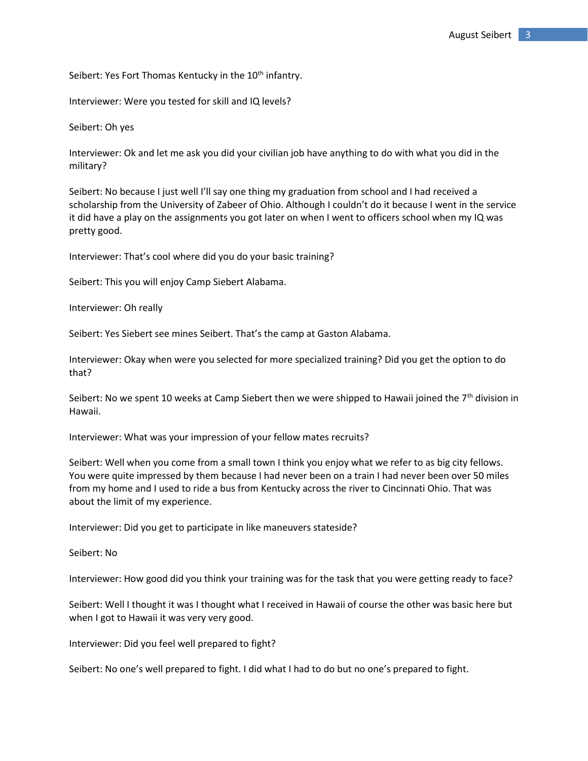Seibert: Yes Fort Thomas Kentucky in the 10th infantry.

Interviewer: Were you tested for skill and IQ levels?

Seibert: Oh yes

Interviewer: Ok and let me ask you did your civilian job have anything to do with what you did in the military?

Seibert: No because I just well I'll say one thing my graduation from school and I had received a scholarship from the University of Zabeer of Ohio. Although I couldn't do it because I went in the service it did have a play on the assignments you got later on when I went to officers school when my IQ was pretty good.

Interviewer: That's cool where did you do your basic training?

Seibert: This you will enjoy Camp Siebert Alabama.

Interviewer: Oh really

Seibert: Yes Siebert see mines Seibert. That's the camp at Gaston Alabama.

Interviewer: Okay when were you selected for more specialized training? Did you get the option to do that?

Seibert: No we spent 10 weeks at Camp Siebert then we were shipped to Hawaii joined the 7th division in Hawaii.

Interviewer: What was your impression of your fellow mates recruits?

Seibert: Well when you come from a small town I think you enjoy what we refer to as big city fellows. You were quite impressed by them because I had never been on a train I had never been over 50 miles from my home and I used to ride a bus from Kentucky across the river to Cincinnati Ohio. That was about the limit of my experience.

Interviewer: Did you get to participate in like maneuvers stateside?

Seibert: No

Interviewer: How good did you think your training was for the task that you were getting ready to face?

Seibert: Well I thought it was I thought what I received in Hawaii of course the other was basic here but when I got to Hawaii it was very very good.

Interviewer: Did you feel well prepared to fight?

Seibert: No one's well prepared to fight. I did what I had to do but no one's prepared to fight.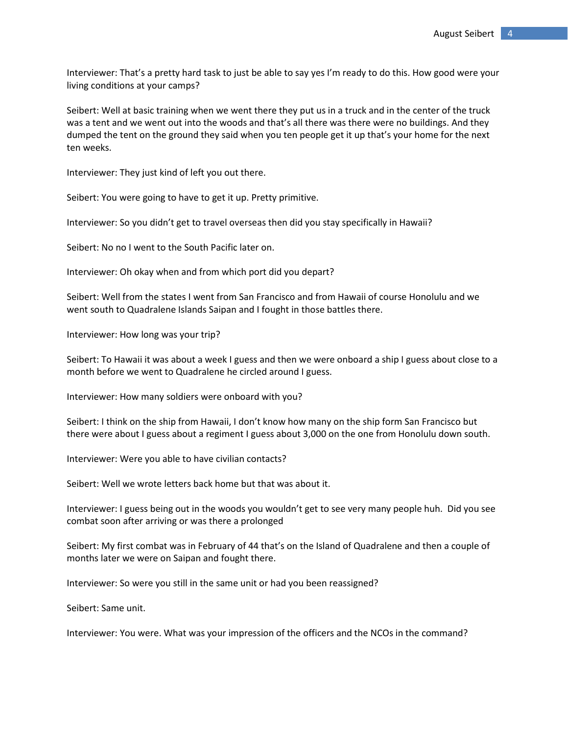Interviewer: That's a pretty hard task to just be able to say yes I'm ready to do this. How good were your living conditions at your camps?

Seibert: Well at basic training when we went there they put us in a truck and in the center of the truck was a tent and we went out into the woods and that's all there was there were no buildings. And they dumped the tent on the ground they said when you ten people get it up that's your home for the next ten weeks.

Interviewer: They just kind of left you out there.

Seibert: You were going to have to get it up. Pretty primitive.

Interviewer: So you didn't get to travel overseas then did you stay specifically in Hawaii?

Seibert: No no I went to the South Pacific later on.

Interviewer: Oh okay when and from which port did you depart?

Seibert: Well from the states I went from San Francisco and from Hawaii of course Honolulu and we went south to Quadralene Islands Saipan and I fought in those battles there.

Interviewer: How long was your trip?

Seibert: To Hawaii it was about a week I guess and then we were onboard a ship I guess about close to a month before we went to Quadralene he circled around I guess.

Interviewer: How many soldiers were onboard with you?

Seibert: I think on the ship from Hawaii, I don't know how many on the ship form San Francisco but there were about I guess about a regiment I guess about 3,000 on the one from Honolulu down south.

Interviewer: Were you able to have civilian contacts?

Seibert: Well we wrote letters back home but that was about it.

Interviewer: I guess being out in the woods you wouldn't get to see very many people huh. Did you see combat soon after arriving or was there a prolonged

Seibert: My first combat was in February of 44 that's on the Island of Quadralene and then a couple of months later we were on Saipan and fought there.

Interviewer: So were you still in the same unit or had you been reassigned?

Seibert: Same unit.

Interviewer: You were. What was your impression of the officers and the NCOs in the command?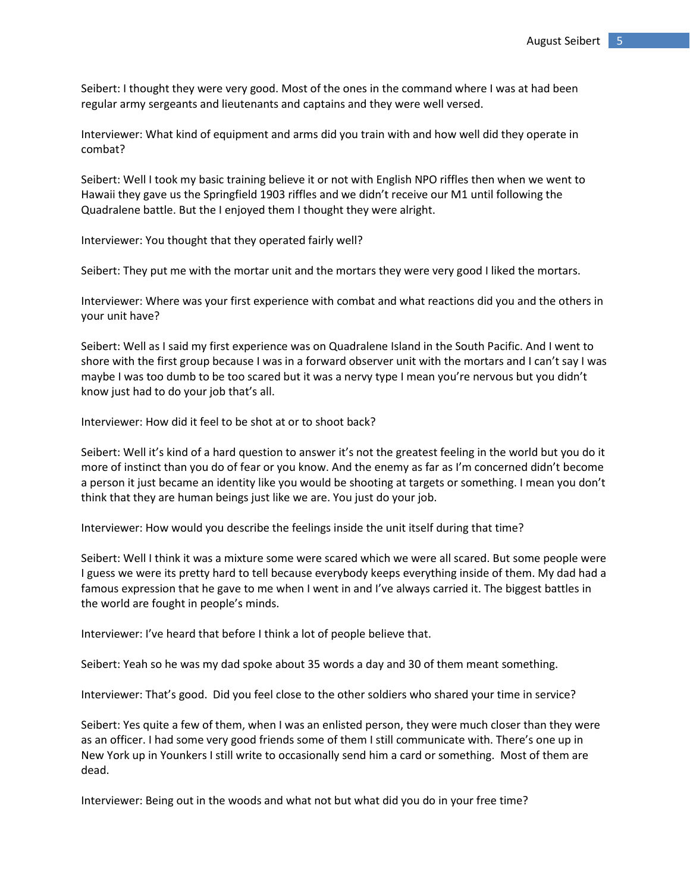Seibert: I thought they were very good. Most of the ones in the command where I was at had been regular army sergeants and lieutenants and captains and they were well versed.

Interviewer: What kind of equipment and arms did you train with and how well did they operate in combat?

Seibert: Well I took my basic training believe it or not with English NPO riffles then when we went to Hawaii they gave us the Springfield 1903 riffles and we didn't receive our M1 until following the Quadralene battle. But the I enjoyed them I thought they were alright.

Interviewer: You thought that they operated fairly well?

Seibert: They put me with the mortar unit and the mortars they were very good I liked the mortars.

Interviewer: Where was your first experience with combat and what reactions did you and the others in your unit have?

Seibert: Well as I said my first experience was on Quadralene Island in the South Pacific. And I went to shore with the first group because I was in a forward observer unit with the mortars and I can't say I was maybe I was too dumb to be too scared but it was a nervy type I mean you're nervous but you didn't know just had to do your job that's all.

Interviewer: How did it feel to be shot at or to shoot back?

Seibert: Well it's kind of a hard question to answer it's not the greatest feeling in the world but you do it more of instinct than you do of fear or you know. And the enemy as far as I'm concerned didn't become a person it just became an identity like you would be shooting at targets or something. I mean you don't think that they are human beings just like we are. You just do your job.

Interviewer: How would you describe the feelings inside the unit itself during that time?

Seibert: Well I think it was a mixture some were scared which we were all scared. But some people were I guess we were its pretty hard to tell because everybody keeps everything inside of them. My dad had a famous expression that he gave to me when I went in and I've always carried it. The biggest battles in the world are fought in people's minds.

Interviewer: I've heard that before I think a lot of people believe that.

Seibert: Yeah so he was my dad spoke about 35 words a day and 30 of them meant something.

Interviewer: That's good. Did you feel close to the other soldiers who shared your time in service?

Seibert: Yes quite a few of them, when I was an enlisted person, they were much closer than they were as an officer. I had some very good friends some of them I still communicate with. There's one up in New York up in Younkers I still write to occasionally send him a card or something. Most of them are dead.

Interviewer: Being out in the woods and what not but what did you do in your free time?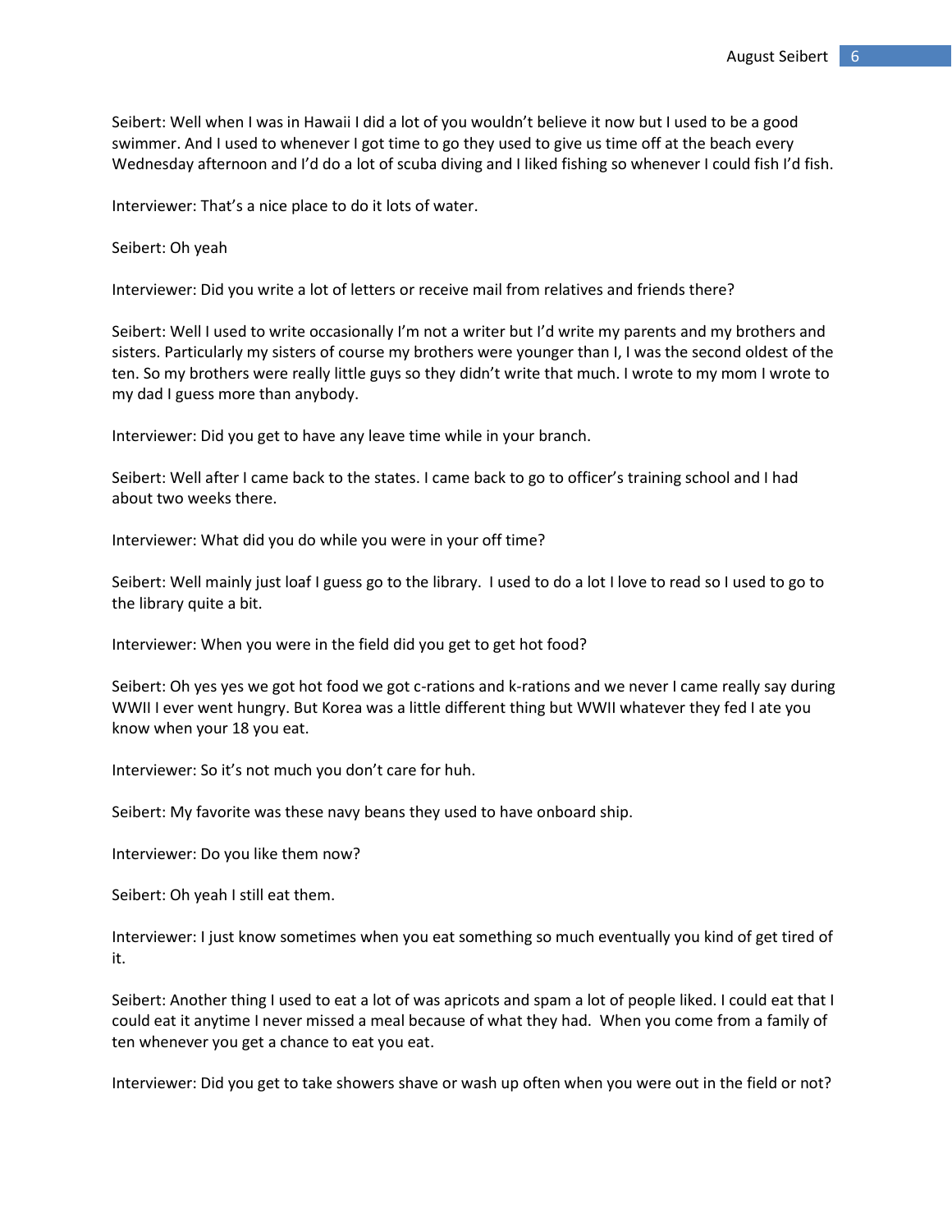Seibert: Well when I was in Hawaii I did a lot of you wouldn't believe it now but I used to be a good swimmer. And I used to whenever I got time to go they used to give us time off at the beach every Wednesday afternoon and I'd do a lot of scuba diving and I liked fishing so whenever I could fish I'd fish.

Interviewer: That's a nice place to do it lots of water.

Seibert: Oh yeah

Interviewer: Did you write a lot of letters or receive mail from relatives and friends there?

Seibert: Well I used to write occasionally I'm not a writer but I'd write my parents and my brothers and sisters. Particularly my sisters of course my brothers were younger than I, I was the second oldest of the ten. So my brothers were really little guys so they didn't write that much. I wrote to my mom I wrote to my dad I guess more than anybody.

Interviewer: Did you get to have any leave time while in your branch.

Seibert: Well after I came back to the states. I came back to go to officer's training school and I had about two weeks there.

Interviewer: What did you do while you were in your off time?

Seibert: Well mainly just loaf I guess go to the library. I used to do a lot I love to read so I used to go to the library quite a bit.

Interviewer: When you were in the field did you get to get hot food?

Seibert: Oh yes yes we got hot food we got c-rations and k-rations and we never I came really say during WWII I ever went hungry. But Korea was a little different thing but WWII whatever they fed I ate you know when your 18 you eat.

Interviewer: So it's not much you don't care for huh.

Seibert: My favorite was these navy beans they used to have onboard ship.

Interviewer: Do you like them now?

Seibert: Oh yeah I still eat them.

Interviewer: I just know sometimes when you eat something so much eventually you kind of get tired of it.

Seibert: Another thing I used to eat a lot of was apricots and spam a lot of people liked. I could eat that I could eat it anytime I never missed a meal because of what they had. When you come from a family of ten whenever you get a chance to eat you eat.

Interviewer: Did you get to take showers shave or wash up often when you were out in the field or not?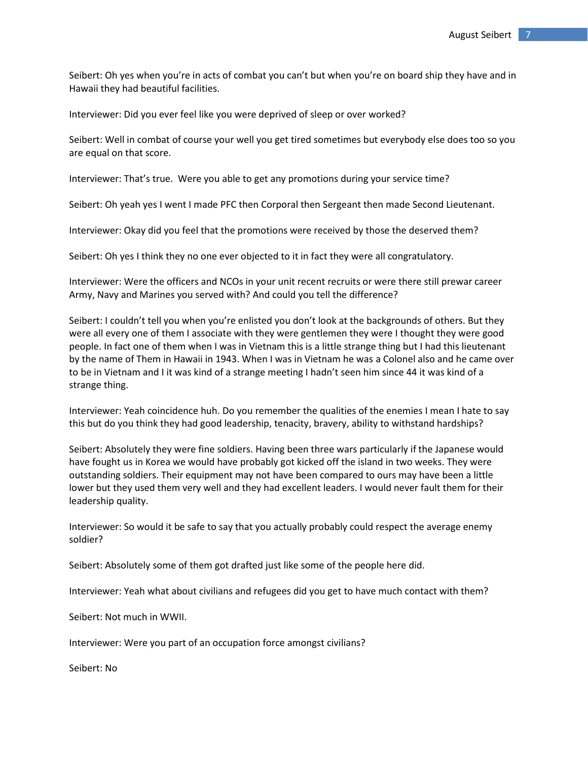Seibert: Oh yes when you're in acts of combat you can't but when you're on board ship they have and in Hawaii they had beautiful facilities.

Interviewer: Did you ever feel like you were deprived of sleep or over worked?

Seibert: Well in combat of course your well you get tired sometimes but everybody else does too so you are equal on that score.

Interviewer: That's true. Were you able to get any promotions during your service time?

Seibert: Oh yeah yes I went I made PFC then Corporal then Sergeant then made Second Lieutenant.

Interviewer: Okay did you feel that the promotions were received by those the deserved them?

Seibert: Oh yes I think they no one ever objected to it in fact they were all congratulatory.

Interviewer: Were the officers and NCOs in your unit recent recruits or were there still prewar career Army, Navy and Marines you served with? And could you tell the difference?

Seibert: I couldn't tell you when you're enlisted you don't look at the backgrounds of others. But they were all every one of them I associate with they were gentlemen they were I thought they were good people. In fact one of them when I was in Vietnam this is a little strange thing but I had this lieutenant by the name of Them in Hawaii in 1943. When I was in Vietnam he was a Colonel also and he came over to be in Vietnam and I it was kind of a strange meeting I hadn't seen him since 44 it was kind of a strange thing.

Interviewer: Yeah coincidence huh. Do you remember the qualities of the enemies I mean I hate to say this but do you think they had good leadership, tenacity, bravery, ability to withstand hardships?

Seibert: Absolutely they were fine soldiers. Having been three wars particularly if the Japanese would have fought us in Korea we would have probably got kicked off the island in two weeks. They were outstanding soldiers. Their equipment may not have been compared to ours may have been a little lower but they used them very well and they had excellent leaders. I would never fault them for their leadership quality.

Interviewer: So would it be safe to say that you actually probably could respect the average enemy soldier?

Seibert: Absolutely some of them got drafted just like some of the people here did.

Interviewer: Yeah what about civilians and refugees did you get to have much contact with them?

Seibert: Not much in WWII.

Interviewer: Were you part of an occupation force amongst civilians?

Seibert: No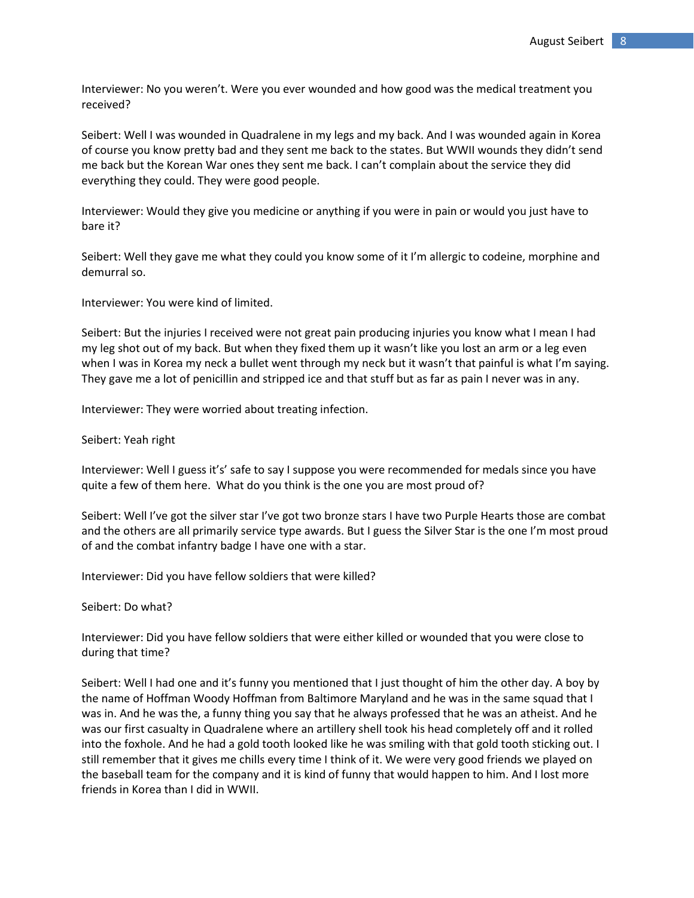Interviewer: No you weren't. Were you ever wounded and how good was the medical treatment you received?

Seibert: Well I was wounded in Quadralene in my legs and my back. And I was wounded again in Korea of course you know pretty bad and they sent me back to the states. But WWII wounds they didn't send me back but the Korean War ones they sent me back. I can't complain about the service they did everything they could. They were good people.

Interviewer: Would they give you medicine or anything if you were in pain or would you just have to bare it?

Seibert: Well they gave me what they could you know some of it I'm allergic to codeine, morphine and demurral so.

Interviewer: You were kind of limited.

Seibert: But the injuries I received were not great pain producing injuries you know what I mean I had my leg shot out of my back. But when they fixed them up it wasn't like you lost an arm or a leg even when I was in Korea my neck a bullet went through my neck but it wasn't that painful is what I'm saying. They gave me a lot of penicillin and stripped ice and that stuff but as far as pain I never was in any.

Interviewer: They were worried about treating infection.

Seibert: Yeah right

Interviewer: Well I guess it's' safe to say I suppose you were recommended for medals since you have quite a few of them here. What do you think is the one you are most proud of?

Seibert: Well I've got the silver star I've got two bronze stars I have two Purple Hearts those are combat and the others are all primarily service type awards. But I guess the Silver Star is the one I'm most proud of and the combat infantry badge I have one with a star.

Interviewer: Did you have fellow soldiers that were killed?

Seibert: Do what?

Interviewer: Did you have fellow soldiers that were either killed or wounded that you were close to during that time?

Seibert: Well I had one and it's funny you mentioned that I just thought of him the other day. A boy by the name of Hoffman Woody Hoffman from Baltimore Maryland and he was in the same squad that I was in. And he was the, a funny thing you say that he always professed that he was an atheist. And he was our first casualty in Quadralene where an artillery shell took his head completely off and it rolled into the foxhole. And he had a gold tooth looked like he was smiling with that gold tooth sticking out. I still remember that it gives me chills every time I think of it. We were very good friends we played on the baseball team for the company and it is kind of funny that would happen to him. And I lost more friends in Korea than I did in WWII.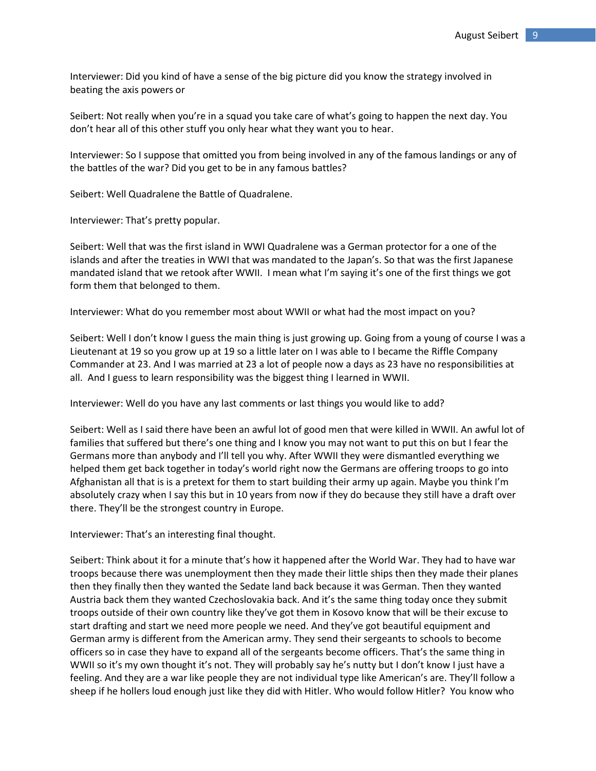Interviewer: Did you kind of have a sense of the big picture did you know the strategy involved in beating the axis powers or

Seibert: Not really when you're in a squad you take care of what's going to happen the next day. You don't hear all of this other stuff you only hear what they want you to hear.

Interviewer: So I suppose that omitted you from being involved in any of the famous landings or any of the battles of the war? Did you get to be in any famous battles?

Seibert: Well Quadralene the Battle of Quadralene.

Interviewer: That's pretty popular.

Seibert: Well that was the first island in WWI Quadralene was a German protector for a one of the islands and after the treaties in WWI that was mandated to the Japan's. So that was the first Japanese mandated island that we retook after WWII. I mean what I'm saying it's one of the first things we got form them that belonged to them.

Interviewer: What do you remember most about WWII or what had the most impact on you?

Seibert: Well I don't know I guess the main thing is just growing up. Going from a young of course I was a Lieutenant at 19 so you grow up at 19 so a little later on I was able to I became the Riffle Company Commander at 23. And I was married at 23 a lot of people now a days as 23 have no responsibilities at all. And I guess to learn responsibility was the biggest thing I learned in WWII.

Interviewer: Well do you have any last comments or last things you would like to add?

Seibert: Well as I said there have been an awful lot of good men that were killed in WWII. An awful lot of families that suffered but there's one thing and I know you may not want to put this on but I fear the Germans more than anybody and I'll tell you why. After WWII they were dismantled everything we helped them get back together in today's world right now the Germans are offering troops to go into Afghanistan all that is is a pretext for them to start building their army up again. Maybe you think I'm absolutely crazy when I say this but in 10 years from now if they do because they still have a draft over there. They'll be the strongest country in Europe.

Interviewer: That's an interesting final thought.

Seibert: Think about it for a minute that's how it happened after the World War. They had to have war troops because there was unemployment then they made their little ships then they made their planes then they finally then they wanted the Sedate land back because it was German. Then they wanted Austria back them they wanted Czechoslovakia back. And it's the same thing today once they submit troops outside of their own country like they've got them in Kosovo know that will be their excuse to start drafting and start we need more people we need. And they've got beautiful equipment and German army is different from the American army. They send their sergeants to schools to become officers so in case they have to expand all of the sergeants become officers. That's the same thing in WWII so it's my own thought it's not. They will probably say he's nutty but I don't know I just have a feeling. And they are a war like people they are not individual type like American's are. They'll follow a sheep if he hollers loud enough just like they did with Hitler. Who would follow Hitler? You know who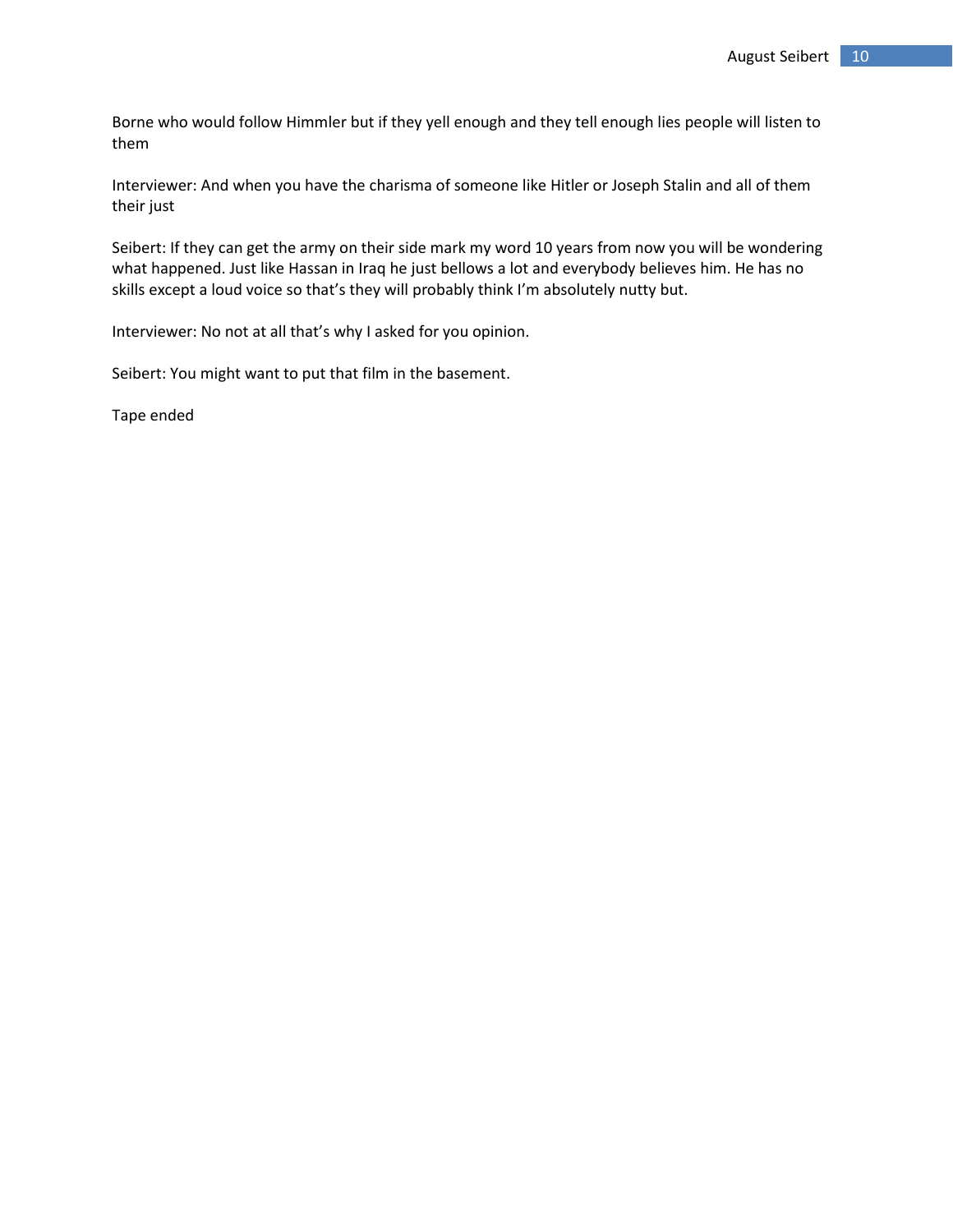Borne who would follow Himmler but if they yell enough and they tell enough lies people will listen to them

Interviewer: And when you have the charisma of someone like Hitler or Joseph Stalin and all of them their just

Seibert: If they can get the army on their side mark my word 10 years from now you will be wondering what happened. Just like Hassan in Iraq he just bellows a lot and everybody believes him. He has no skills except a loud voice so that's they will probably think I'm absolutely nutty but.

Interviewer: No not at all that's why I asked for you opinion.

Seibert: You might want to put that film in the basement.

Tape ended